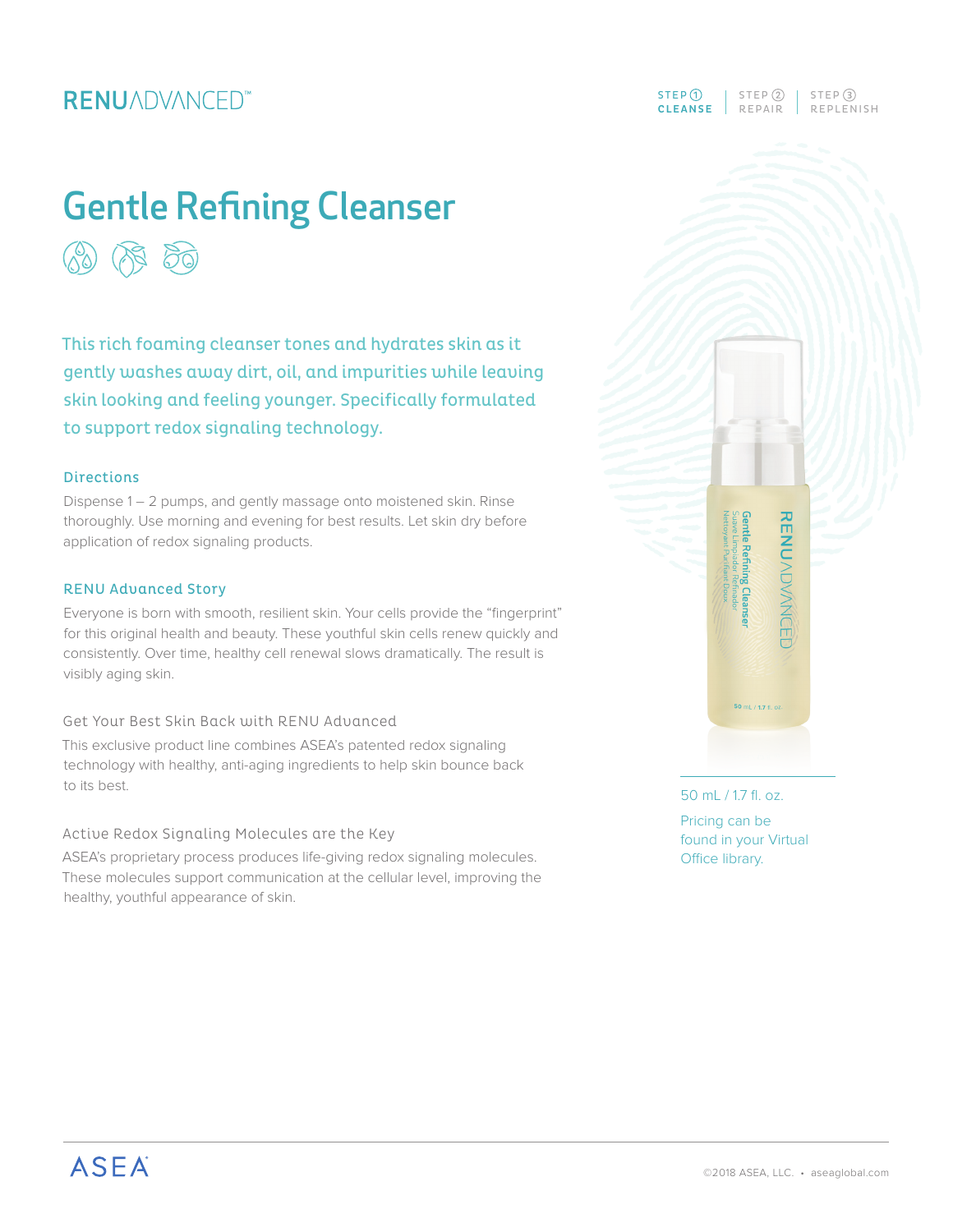RENUADVANCED™

STEP ① CLEANSE | STEP ② REPAIR | STEP ③ REPLENISH

# Gentle Refining Cleanser

This rich foaming cleanser tones and hydrates skin as it gently washes away dirt, oil, and impurities while leaving skin looking and feeling younger. Specifically formulated to support redox signaling technology.

### Directions

Dispense 1 – 2 pumps, and gently massage onto moistened skin. Rinse thoroughly. Use morning and evening for best results. Let skin dry before application of redox signaling products.

### RENU Advanced Story

Everyone is born with smooth, resilient skin. Your cells provide the "fingerprint" for this original health and beauty. These youthful skin cells renew quickly and consistently. Over time, healthy cell renewal slows dramatically. The result is visibly aging skin.

#### Get Your Best Skin Back with RENU Advanced

This exclusive product line combines ASEA's patented redox signaling technology with healthy, anti-aging ingredients to help skin bounce back to its best.

#### Active Redox Signaling Molecules are the Key

ASEA's proprietary process produces life-giving redox signaling molecules. These molecules support communication at the cellular level, improving the healthy, youthful appearance of skin.

50 mL / 1.7 fl. oz.

Pricing can be found in your Virtual Office library.

ASEA

©2018 ASEA, LLC. • aseaglobal.com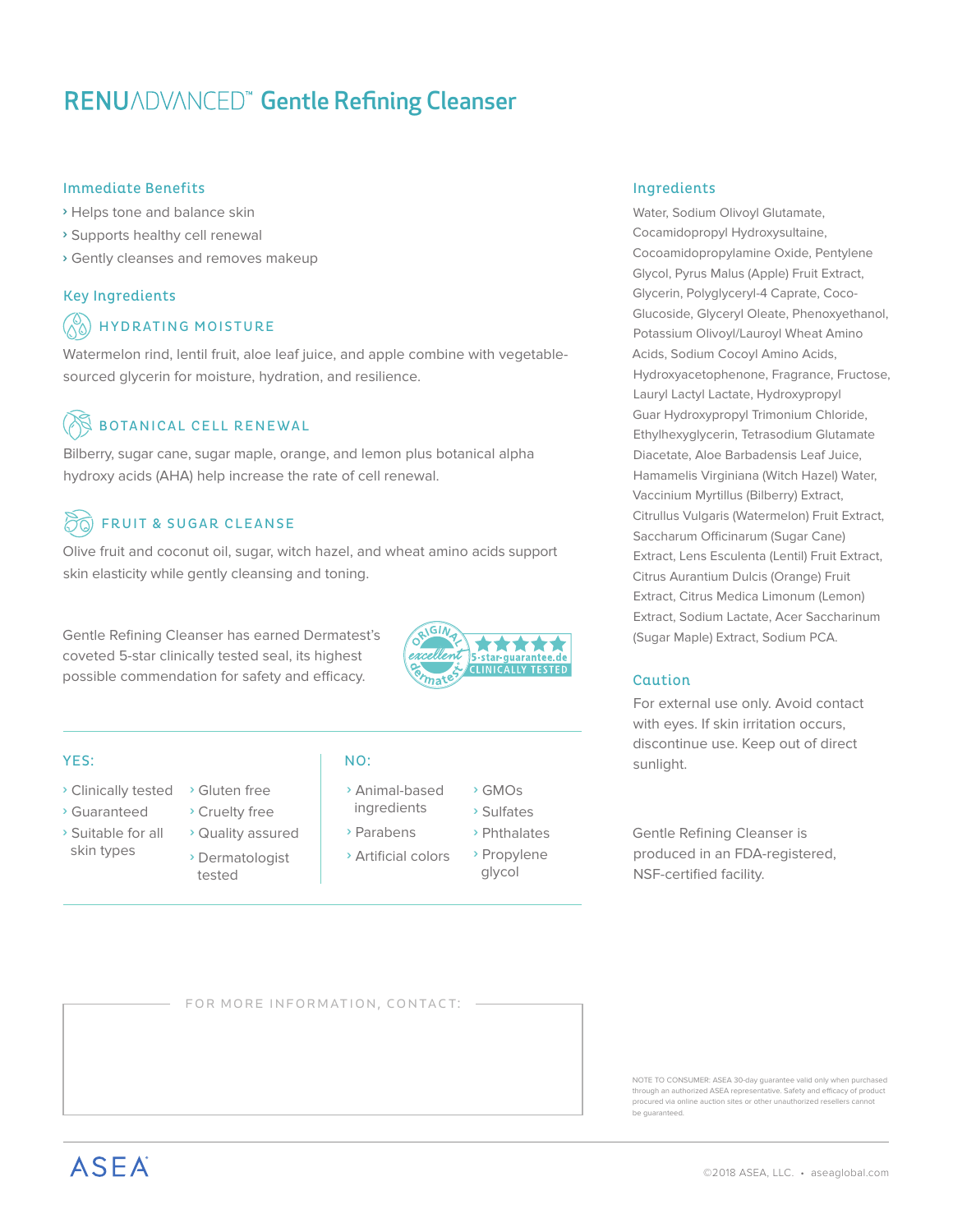# RENUADVANCED™ Gentle Refining Cleanser

## Immediate Benefits

- Helps tone and balance skin
- Supports healthy cell renewal
- Gently cleanses and removes makeup

## Key Ingredients

### HYDRATING MOISTURE

Watermelon rind, lentil fruit, aloe leaf juice, and apple combine with vegetable-sourced glycerin for moisture, hydration, and resilience.

### BOTANICAL CELL RENEWAL

Bilberry, sugar cane, sugar maple, orange, and lemon plus botanical alpha hydroxy acids (AHA) help increase the rate of cell renewal.

### FRUIT & SUGAR CLEANSE

Olive fruit and coconut oil, sugar, witch hazel, and wheat amino acids support skin elasticity while gently cleansing and toning.

Gentle Refining Cleanser has earned Dermatest's coveted 5-star clinically tested seal, its highest possible commendation for safety and efficacy.

ORIGINAL excellent dermatest 5-star-guarantee.de CLINICALLY TESTED

**YES:**

- Clinically tested
- Guaranteed
- Suitable for all skin types
- Gluten free
- Cruelty free
- Quality assured
- Dermatologist tested

**NO:**

- Animal-based ingredients
- Parabens
- Artificial colors
- GMOs
- Sulfates
- Phthalates
- Propylene glycol

## Ingredients

Water, Sodium Olivoyl Glutamate, Cocamidopropyl Hydroxysultaine, Cocoamidopropylamine Oxide, Pentylene Glycol, Pyrus Malus (Apple) Fruit Extract, Glycerin, Polyglyceryl-4 Caprate, Coco-Glucoside, Glyceryl Oleate, Phenoxyethanol, Potassium Olivoyl/Lauroyl Wheat Amino Acids, Sodium Cocoyl Amino Acids, Hydroxyacetophenone, Fragrance, Fructose, Lauryl Lactyl Lactate, Hydroxypropyl Guar Hydroxypropyl Trimonium Chloride, Ethylhexylglycerin, Tetrasodium Glutamate Diacetate, Aloe Barbadensis Leaf Juice, Hamamelis Virginiana (Witch Hazel) Water, Vaccinium Myrtillus (Bilberry) Extract, Citrullus Vulgaris (Watermelon) Fruit Extract, Saccharum Officinarum (Sugar Cane) Extract, Lens Esculenta (Lentil) Fruit Extract, Citrus Aurantium Dulcis (Orange) Fruit Extract, Citrus Medica Limonum (Lemon) Extract, Sodium Lactate, Acer Saccharinum (Sugar Maple) Extract, Sodium PCA.

## Caution

For external use only. Avoid contact with eyes. If skin irritation occurs, discontinue use. Keep out of direct sunlight.

Gentle Refining Cleanser is produced in an FDA-registered, NSF-certified facility.

FOR MORE INFORMATION, CONTACT:

NOTE TO CONSUMER: ASEA 30-day guarantee valid only when purchased through an authorized ASEA representative. Safety and efficacy of product procured via online auction sites or other unauthorized resellers cannot be guaranteed.

ASEA

©2018 ASEA, LLC. • aseaglobal.com